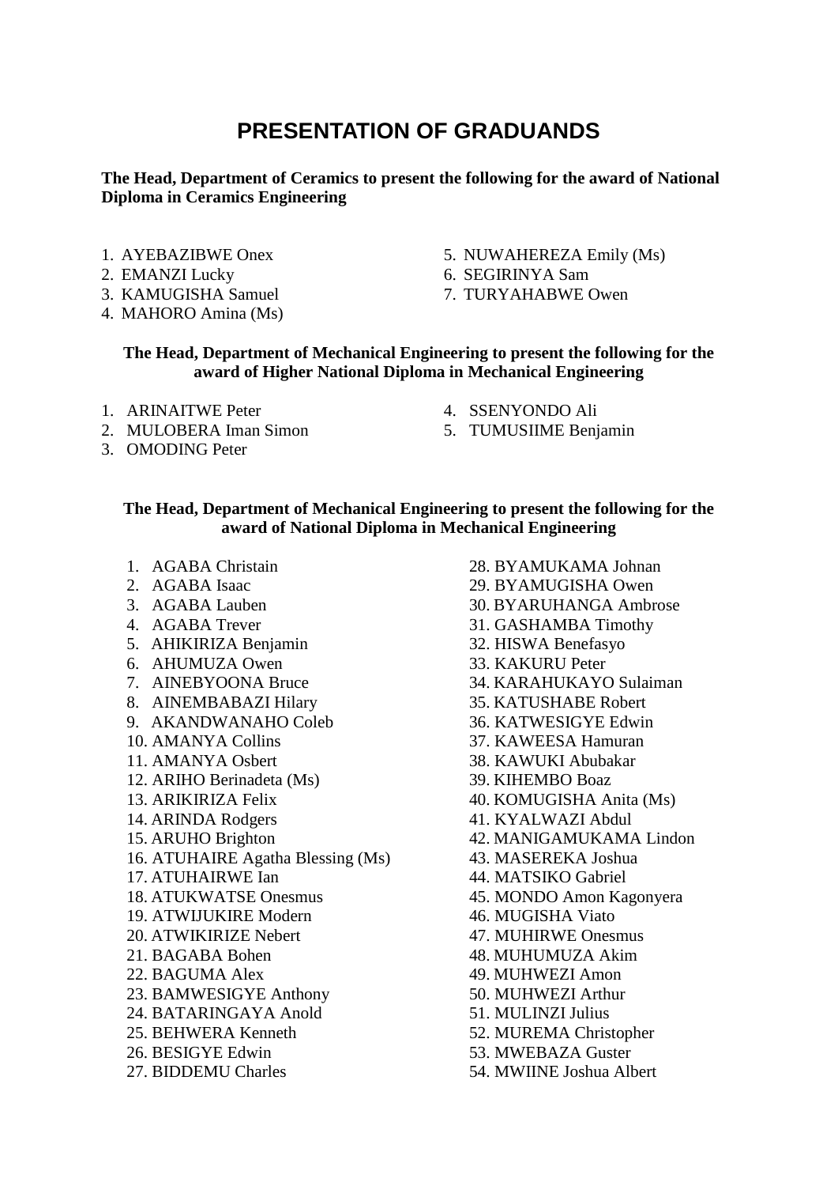# PRESENTATION OF GRADUANDS

**The Head, Department of Ceramics to present the following for the award of National Diploma in Ceramics Engineering**

1. AYEBAZIBWE Onex
2. EMANZI Lucky
3. KAMUGISHA Samuel
4. MAHORO Amina (Ms)
5. NUWAHEREZA Emily (Ms)
6. SEGIRINYA Sam
7. TURYAHABWE Owen

**The Head, Department of Mechanical Engineering to present the following for the award of Higher National Diploma in Mechanical Engineering**

1. ARINAITWE Peter
2. MULOBERA Iman Simon
3. OMODING Peter
4. SSENYONDO Ali
5. TUMUSIIME Benjamin

**The Head, Department of Mechanical Engineering to present the following for the award of National Diploma in Mechanical Engineering**

1. AGABA Christain
2. AGABA Isaac
3. AGABA Lauben
4. AGABA Trever
5. AHIKIRIZA Benjamin
6. AHUMUZA Owen
7. AINEBYOONA Bruce
8. AINEMBABAZI Hilary
9. AKANDWANAHO Coleb
10. AMANYA Collins
11. AMANYA Osbert
12. ARIHO Berinadeta (Ms)
13. ARIKIRIZA Felix
14. ARINDA Rodgers
15. ARUHO Brighton
16. ATUHAIRE Agatha Blessing (Ms)
17. ATUHAIRWE Ian
18. ATUKWATSE Onesmus
19. ATWIJUKIRE Modern
20. ATWIKIRIZE Nebert
21. BAGABA Bohen
22. BAGUMA Alex
23. BAMWESIGYE Anthony
24. BATARINGAYA Anold
25. BEHWERA Kenneth
26. BESIGYE Edwin
27. BIDDEMU Charles
28. BYAMUKAMA Johnan
29. BYAMUGISHA Owen
30. BYARUHANGA Ambrose
31. GASHAMBA Timothy
32. HISWA Benefasyo
33. KAKURU Peter
34. KARAHUKAYO Sulaiman
35. KATUSHABE Robert
36. KATWESIGYE Edwin
37. KAWEESA Hamuran
38. KAWUKI Abubakar
39. KIHEMBO Boaz
40. KOMUGISHA Anita (Ms)
41. KYALWAZI Abdul
42. MANIGAMUKAMA Lindon
43. MASEREKA Joshua
44. MATSIKO Gabriel
45. MONDO Amon Kagonyera
46. MUGISHA Viato
47. MUHIRWE Onesmus
48. MUHUMUZA Akim
49. MUHWEZI Amon
50. MUHWEZI Arthur
51. MULINZI Julius
52. MUREMA Christopher
53. MWEBAZA Guster
54. MWIINE Joshua Albert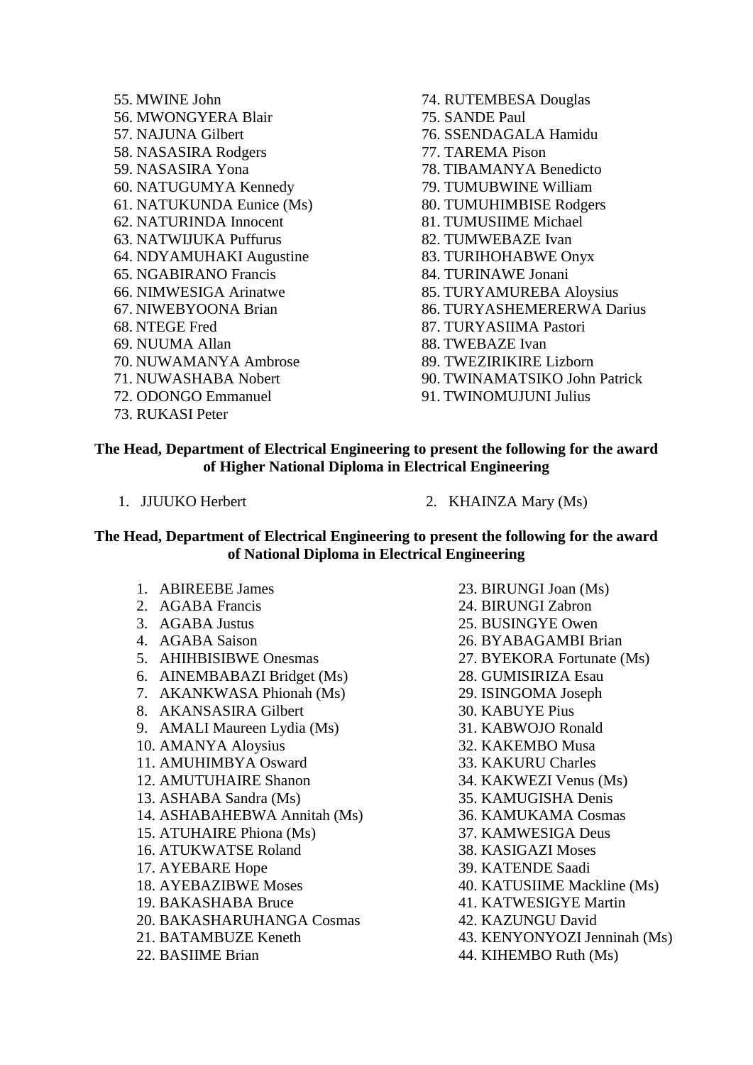55. MWINE John
56. MWONGYERA Blair
57. NAJUNA Gilbert
58. NASASIRA Rodgers
59. NASASIRA Yona
60. NATUGUMYA Kennedy
61. NATUKUNDA Eunice (Ms)
62. NATURINDA Innocent
63. NATWIJUKA Puffurus
64. NDYAMUHAKI Augustine
65. NGABIRANO Francis
66. NIMWESIGA Arinatwe
67. NIWEBYOONA Brian
68. NTEGE Fred
69. NUUMA Allan
70. NUWAMANYA Ambrose
71. NUWASHABA Nobert
72. ODONGO Emmanuel
73. RUKASI Peter
74. RUTEMBESA Douglas
75. SANDE Paul
76. SSENDAGALA Hamidu
77. TAREMA Pison
78. TIBAMANYA Benedicto
79. TUMUBWINE William
80. TUMUHIMBISE Rodgers
81. TUMUSIIME Michael
82. TUMWEBAZE Ivan
83. TURIHOHABWE Onyx
84. TURINAWE Jonani
85. TURYAMUREBA Aloysius
86. TURYASHEMERERWA Darius
87. TURYASIIMA Pastori
88. TWEBAZE Ivan
89. TWEZIRIKIRE Lizborn
90. TWINAMATSIKO John Patrick
91. TWINOMUJUNI Julius

**The Head, Department of Electrical Engineering to present the following for the award of Higher National Diploma in Electrical Engineering**

1. JJUUKO Herbert
2. KHAINZA Mary (Ms)

**The Head, Department of Electrical Engineering to present the following for the award of National Diploma in Electrical Engineering**

1. ABIREEBE James
2. AGABA Francis
3. AGABA Justus
4. AGABA Saison
5. AHIHBISIBWE Onesmas
6. AINEMBABAZI Bridget (Ms)
7. AKANKWASA Phionah (Ms)
8. AKANSASIRA Gilbert
9. AMALI Maureen Lydia (Ms)
10. AMANYA Aloysius
11. AMUHIMBYA Osward
12. AMUTUHAIRE Shanon
13. ASHABA Sandra (Ms)
14. ASHABAHEBWA Annitah (Ms)
15. ATUHAIRE Phiona (Ms)
16. ATUKWATSE Roland
17. AYEBARE Hope
18. AYEBAZIBWE Moses
19. BAKASHABA Bruce
20. BAKASHARUHANGA Cosmas
21. BATAMBUZE Keneth
22. BASIIME Brian
23. BIRUNGI Joan (Ms)
24. BIRUNGI Zabron
25. BUSINGYE Owen
26. BYABAGAMBI Brian
27. BYEKORA Fortunate (Ms)
28. GUMISIRIZA Esau
29. ISINGOMA Joseph
30. KABUYE Pius
31. KABWOJO Ronald
32. KAKEMBO Musa
33. KAKURU Charles
34. KAKWEZI Venus (Ms)
35. KAMUGISHA Denis
36. KAMUKAMA Cosmas
37. KAMWESIGA Deus
38. KASIGAZI Moses
39. KATENDE Saadi
40. KATUSIIME Mackline (Ms)
41. KATWESIGYE Martin
42. KAZUNGU David
43. KENYONYOZI Jenninah (Ms)
44. KIHEMBO Ruth (Ms)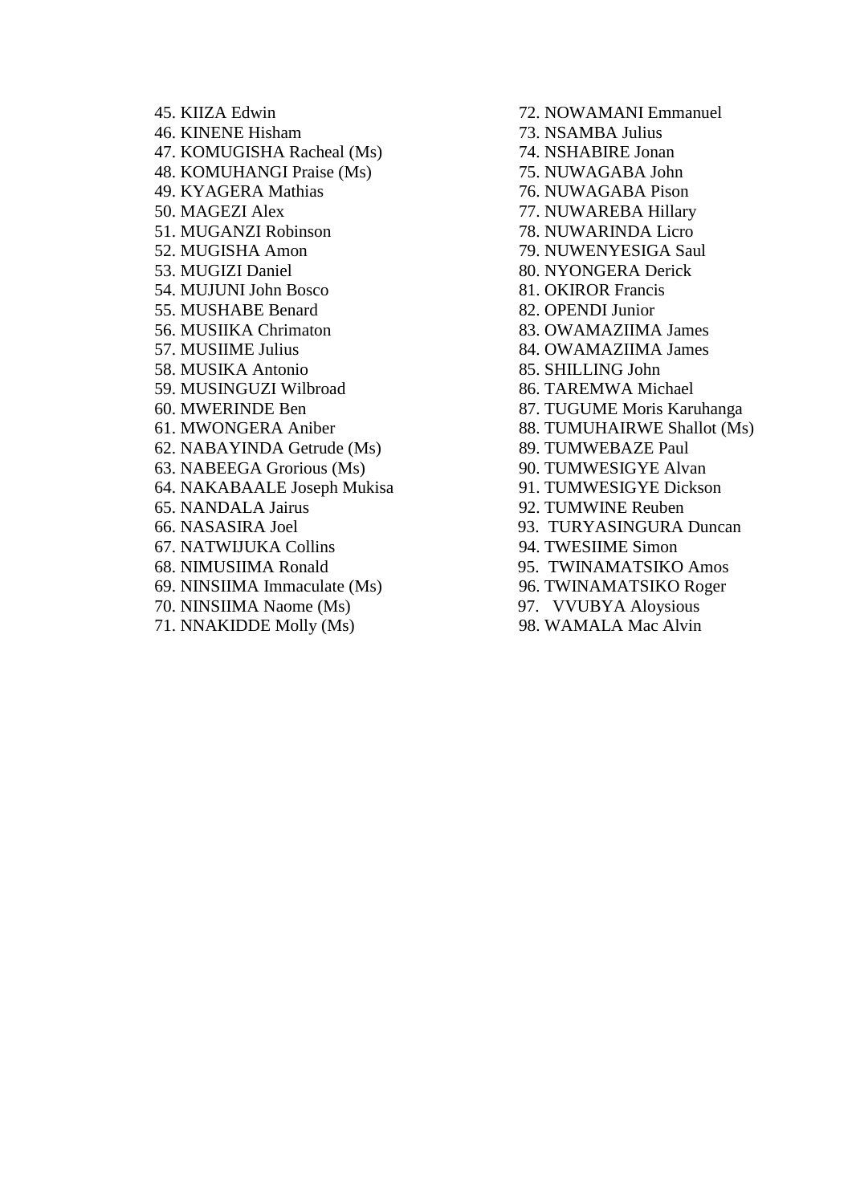45. KIIZA Edwin
46. KINENE Hisham
47. KOMUGISHA Racheal (Ms)
48. KOMUHANGI Praise (Ms)
49. KYAGERA Mathias
50. MAGEZI Alex
51. MUGANZI Robinson
52. MUGISHA Amon
53. MUGIZI Daniel
54. MUJUNI John Bosco
55. MUSHABE Benard
56. MUSIIKA Chrimaton
57. MUSIIME Julius
58. MUSIKA Antonio
59. MUSINGUZI Wilbroad
60. MWERINDE Ben
61. MWONGERA Aniber
62. NABAYINDA Getrude (Ms)
63. NABEEGA Grorious (Ms)
64. NAKABAALE Joseph Mukisa
65. NANDALA Jairus
66. NASASIRA Joel
67. NATWIJUKA Collins
68. NIMUSIIMA Ronald
69. NINSIIMA Immaculate (Ms)
70. NINSIIMA Naome (Ms)
71. NNAKIDDE Molly (Ms)
72. NOWAMANI Emmanuel
73. NSAMBA Julius
74. NSHABIRE Jonan
75. NUWAGABA John
76. NUWAGABA Pison
77. NUWAREBA Hillary
78. NUWARINDA Licro
79. NUWENYESIGA Saul
80. NYONGERA Derick
81. OKIROR Francis
82. OPENDI Junior
83. OWAMAZIIMA James
84. OWAMAZIIMA James
85. SHILLING John
86. TAREMWA Michael
87. TUGUME Moris Karuhanga
88. TUMUHAIRWE Shallot (Ms)
89. TUMWEBAZE Paul
90. TUMWESIGYE Alvan
91. TUMWESIGYE Dickson
92. TUMWINE Reuben
93. TURYASINGURA Duncan
94. TWESIIME Simon
95. TWINAMATSIKO Amos
96. TWINAMATSIKO Roger
97. VVUBYA Aloysious
98. WAMALA Mac Alvin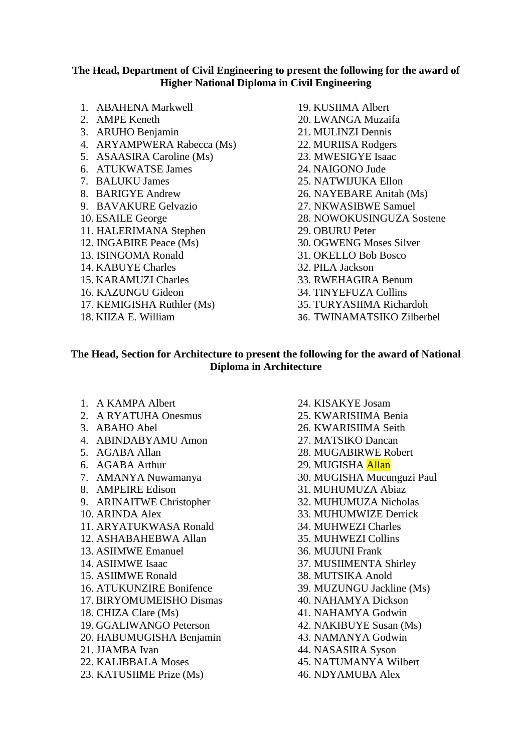**The Head, Department of Civil Engineering to present the following for the award of Higher National Diploma in Civil Engineering**

1. ABAHENA Markwell
2. AMPE Keneth
3. ARUHO Benjamin
4. ARYAMPWERA Rabecca (Ms)
5. ASAASIRA Caroline (Ms)
6. ATUKWATSE James
7. BALUKU James
8. BARIGYE Andrew
9. BAVAKURE Gelvazio
10. ESAILE George
11. HALERIMANA Stephen
12. INGABIRE Peace (Ms)
13. ISINGOMA Ronald
14. KABUYE Charles
15. KARAMUZI Charles
16. KAZUNGU Gideon
17. KEMIGISHA Ruthler (Ms)
18. KIIZA E. William
19. KUSIIMA Albert
20. LWANGA Muzaifa
21. MULINZI Dennis
22. MURIISA Rodgers
23. MWESIGYE Isaac
24. NAIGONO Jude
25. NATWIJUKA Ellon
26. NAYEBARE Anitah (Ms)
27. NKWASIBWE Samuel
28. NOWOKUSINGUZA Sostene
29. OBURU Peter
30. OGWENG Moses Silver
31. OKELLO Bob Bosco
32. PILA Jackson
33. RWEHAGIRA Benum
34. TINYEFUZA Collins
35. TURYASIIMA Richardoh
36. TWINAMATSIKO Zilberbel

**The Head, Section for Architecture to present the following for the award of National Diploma in Architecture**

1. A KAMPA Albert
2. A RYATUHA Onesmus
3. ABAHO Abel
4. ABINDABYAMU Amon
5. AGABA Allan
6. AGABA Arthur
7. AMANYA Nuwamanya
8. AMPEIRE Edison
9. ARINAITWE Christopher
10. ARINDA Alex
11. ARYATUKWASA Ronald
12. ASHABAHEBWA Allan
13. ASIIMWE Emanuel
14. ASIIMWE Isaac
15. ASIIMWE Ronald
16. ATUKUNZIRE Bonifence
17. BIRYOMUMEISHO Dismas
18. CHIZA Clare (Ms)
19. GGALIWANGO Peterson
20. HABUMUGISHA Benjamin
21. JJAMBA Ivan
22. KALIBBALA Moses
23. KATUSIIME Prize (Ms)
24. KISAKYE Josam
25. KWARISIIMA Benia
26. KWARISIIMA Seith
27. MATSIKO Dancan
28. MUGABIRWE Robert
29. MUGISHA Allan
30. MUGISHA Mucunguzi Paul
31. MUHUMUZA Abiaz
32. MUHUMUZA Nicholas
33. MUHUMWIZE Derrick
34. MUHWEZI Charles
35. MUHWEZI Collins
36. MUJUNI Frank
37. MUSIIMENTA Shirley
38. MUTSIKA Anold
39. MUZUNGU Jackline (Ms)
40. NAHAMYA Dickson
41. NAHAMYA Godwin
42. NAKIBUYE Susan (Ms)
43. NAMANYA Godwin
44. NASASIRA Syson
45. NATUMANYA Wilbert
46. NDYAMUBA Alex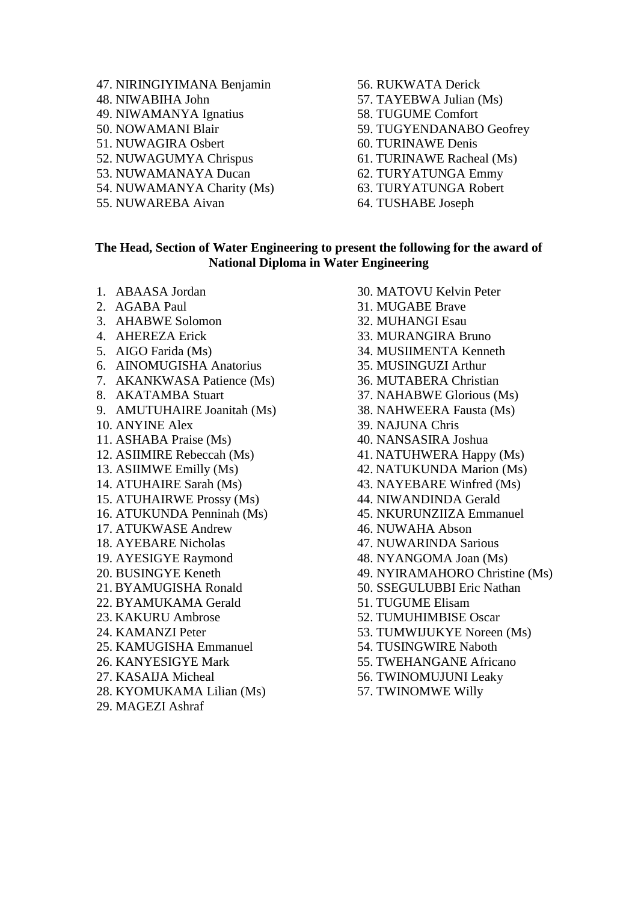47. NIRINGIYIMANA Benjamin
48. NIWABIHA John
49. NIWAMANYA Ignatius
50. NOWAMANI Blair
51. NUWAGIRA Osbert
52. NUWAGUMYA Chrispus
53. NUWAMANAYA Ducan
54. NUWAMANYA Charity (Ms)
55. NUWAREBA Aivan
56. RUKWATA Derick
57. TAYEBWA Julian (Ms)
58. TUGUME Comfort
59. TUGYENDANABO Geofrey
60. TURINAWE Denis
61. TURINAWE Racheal (Ms)
62. TURYATUNGA Emmy
63. TURYATUNGA Robert
64. TUSHABE Joseph

**The Head, Section of Water Engineering to present the following for the award of National Diploma in Water Engineering**

1. ABAASA Jordan
2. AGABA Paul
3. AHABWE Solomon
4. AHEREZA Erick
5. AIGO Farida (Ms)
6. AINOMUGISHA Anatorius
7. AKANKWASA Patience (Ms)
8. AKATAMBA Stuart
9. AMUTUHAIRE Joanitah (Ms)
10. ANYINE Alex
11. ASHABA Praise (Ms)
12. ASIIMIRE Rebeccah (Ms)
13. ASIIMWE Emilly (Ms)
14. ATUHAIRE Sarah (Ms)
15. ATUHAIRWE Prossy (Ms)
16. ATUKUNDA Penninah (Ms)
17. ATUKWASE Andrew
18. AYEBARE Nicholas
19. AYESIGYE Raymond
20. BUSINGYE Keneth
21. BYAMUGISHA Ronald
22. BYAMUKAMA Gerald
23. KAKURU Ambrose
24. KAMANZI Peter
25. KAMUGISHA Emmanuel
26. KANYESIGYE Mark
27. KASAIJA Micheal
28. KYOMUKAMA Lilian (Ms)
29. MAGEZI Ashraf
30. MATOVU Kelvin Peter
31. MUGABE Brave
32. MUHANGI Esau
33. MURANGIRA Bruno
34. MUSIIMENTA Kenneth
35. MUSINGUZI Arthur
36. MUTABERA Christian
37. NAHABWE Glorious (Ms)
38. NAHWEERA Fausta (Ms)
39. NAJUNA Chris
40. NANSASIRA Joshua
41. NATUHWERA Happy (Ms)
42. NATUKUNDA Marion (Ms)
43. NAYEBARE Winfred (Ms)
44. NIWANDINDA Gerald
45. NKURUNZIIZA Emmanuel
46. NUWAHA Abson
47. NUWARINDA Sarious
48. NYANGOMA Joan (Ms)
49. NYIRAMAHORO Christine (Ms)
50. SSEGULUBBI Eric Nathan
51. TUGUME Elisam
52. TUMUHIMBISE Oscar
53. TUMWIJUKYE Noreen (Ms)
54. TUSINGWIRE Naboth
55. TWEHANGANE Africano
56. TWINOMUJUNI Leaky
57. TWINOMWE Willy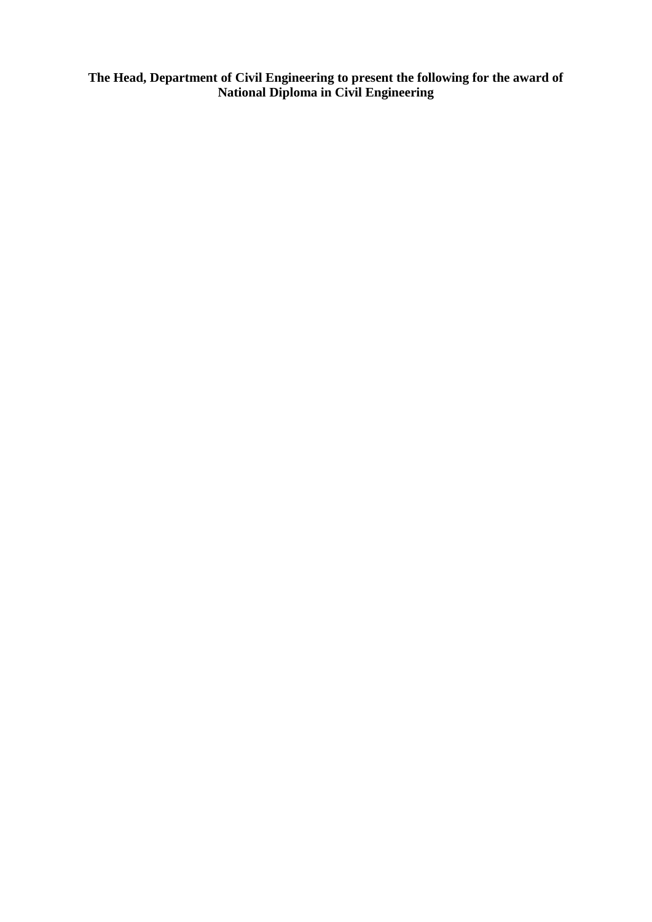**The Head, Department of Civil Engineering to present the following for the award of National Diploma in Civil Engineering**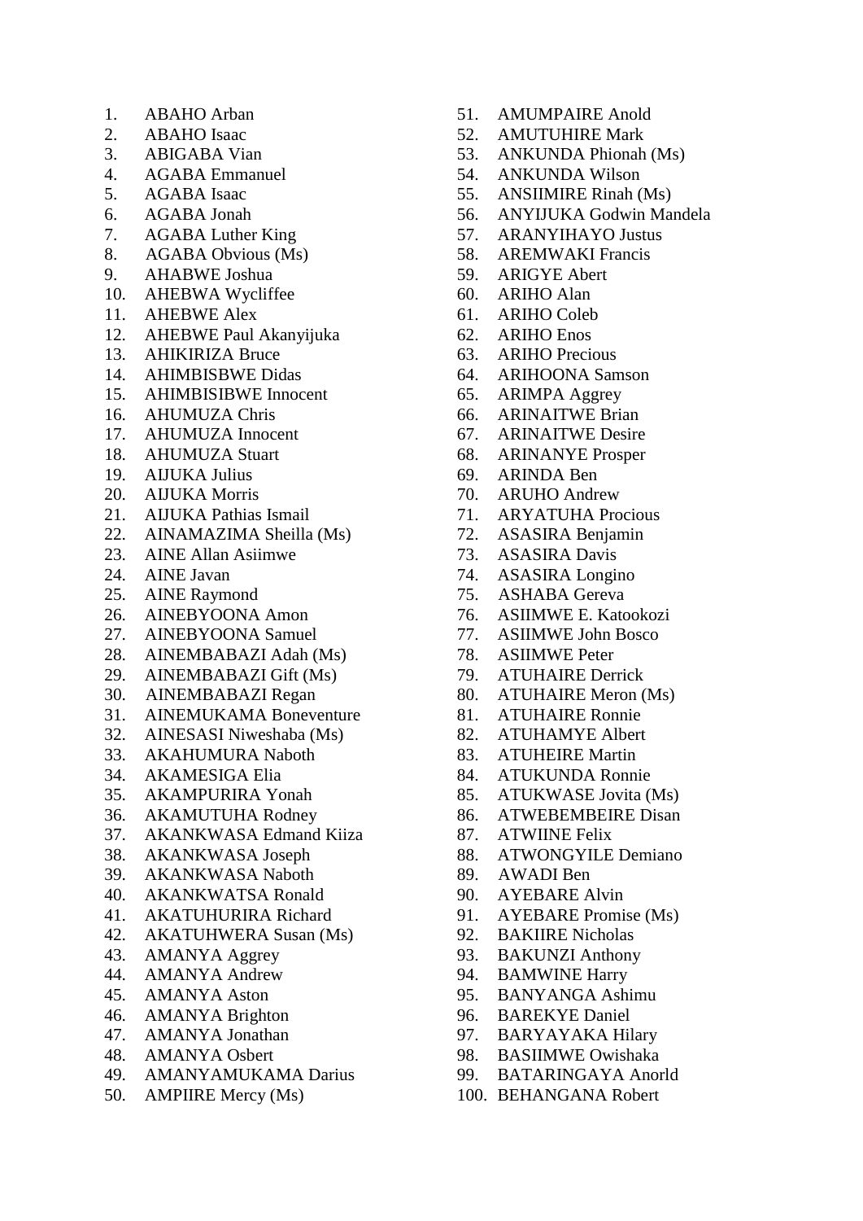1. ABAHO Arban
2. ABAHO Isaac
3. ABIGABA Vian
4. AGABA Emmanuel
5. AGABA Isaac
6. AGABA Jonah
7. AGABA Luther King
8. AGABA Obvious (Ms)
9. AHABWE Joshua
10. AHEBWA Wycliffee
11. AHEBWE Alex
12. AHEBWE Paul Akanyijuka
13. AHIKIRIZA Bruce
14. AHIMBISBWE Didas
15. AHIMBISIBWE Innocent
16. AHUMUZA Chris
17. AHUMUZA Innocent
18. AHUMUZA Stuart
19. AIJUKA Julius
20. AIJUKA Morris
21. AIJUKA Pathias Ismail
22. AINAMAZIMA Sheilla (Ms)
23. AINE Allan Asiimwe
24. AINE Javan
25. AINE Raymond
26. AINEBYOONA Amon
27. AINEBYOONA Samuel
28. AINEMBABAZI Adah (Ms)
29. AINEMBABAZI Gift (Ms)
30. AINEMBABAZI Regan
31. AINEMUKAMA Boneventure
32. AINESASI Niweshaba (Ms)
33. AKAHUMURA Naboth
34. AKAMESIGA Elia
35. AKAMPURIRA Yonah
36. AKAMUTUHA Rodney
37. AKANKWASA Edmand Kiiza
38. AKANKWASA Joseph
39. AKANKWASA Naboth
40. AKANKWATSA Ronald
41. AKATUHURIRA Richard
42. AKATUHWERA Susan (Ms)
43. AMANYA Aggrey
44. AMANYA Andrew
45. AMANYA Aston
46. AMANYA Brighton
47. AMANYA Jonathan
48. AMANYA Osbert
49. AMANYAMUKAMA Darius
50. AMPIIRE Mercy (Ms)
51. AMUMPAIRE Anold
52. AMUTUHIRE Mark
53. ANKUNDA Phionah (Ms)
54. ANKUNDA Wilson
55. ANSIIMIRE Rinah (Ms)
56. ANYIJUKA Godwin Mandela
57. ARANYIHAYO Justus
58. AREMWAKI Francis
59. ARIGYE Abert
60. ARIHO Alan
61. ARIHO Coleb
62. ARIHO Enos
63. ARIHO Precious
64. ARIHOONA Samson
65. ARIMPA Aggrey
66. ARINAITWE Brian
67. ARINAITWE Desire
68. ARINANYE Prosper
69. ARINDA Ben
70. ARUHO Andrew
71. ARYATUHA Procious
72. ASASIRA Benjamin
73. ASASIRA Davis
74. ASASIRA Longino
75. ASHABA Gereva
76. ASIIMWE E. Katookozi
77. ASIIMWE John Bosco
78. ASIIMWE Peter
79. ATUHAIRE Derrick
80. ATUHAIRE Meron (Ms)
81. ATUHAIRE Ronnie
82. ATUHAMYE Albert
83. ATUHEIRE Martin
84. ATUKUNDA Ronnie
85. ATUKWASE Jovita (Ms)
86. ATWEBEMBEIRE Disan
87. ATWIINE Felix
88. ATWONGYILE Demiano
89. AWADI Ben
90. AYEBARE Alvin
91. AYEBARE Promise (Ms)
92. BAKIIRE Nicholas
93. BAKUNZI Anthony
94. BAMWINE Harry
95. BANYANGA Ashimu
96. BAREKYE Daniel
97. BARYAYAKA Hilary
98. BASIIMWE Owishaka
99. BATARINGAYA Anorld
100. BEHANGANA Robert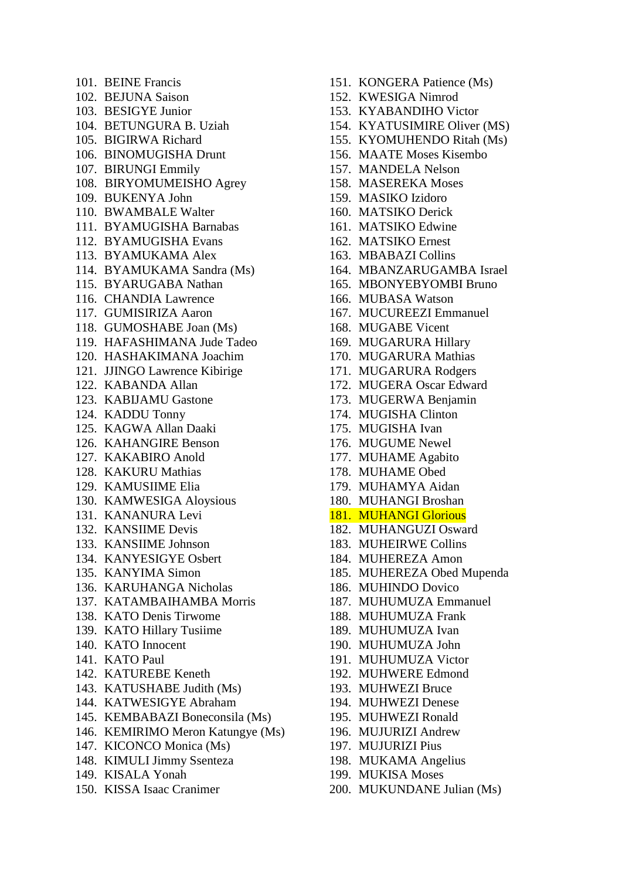101. BEINE Francis
102. BEJUNA Saison
103. BESIGYE Junior
104. BETUNGURA B. Uziah
105. BIGIRWA Richard
106. BINOMUGISHA Drunt
107. BIRUNGI Emmily
108. BIRYOMUMEISHO Agrey
109. BUKENYA John
110. BWAMBALE Walter
111. BYAMUGISHA Barnabas
112. BYAMUGISHA Evans
113. BYAMUKAMA Alex
114. BYAMUKAMA Sandra (Ms)
115. BYARUGABA Nathan
116. CHANDIA Lawrence
117. GUMISIRIZA Aaron
118. GUMOSHABE Joan (Ms)
119. HAFASHIMANA Jude Tadeo
120. HASHAKIMANA Joachim
121. JJINGO Lawrence Kibirige
122. KABANDA Allan
123. KABIJAMU Gastone
124. KADDU Tonny
125. KAGWA Allan Daaki
126. KAHANGIRE Benson
127. KAKABIRO Anold
128. KAKURU Mathias
129. KAMUSIIME Elia
130. KAMWESIGA Aloysious
131. KANANURA Levi
132. KANSIIME Devis
133. KANSIIME Johnson
134. KANYESIGYE Osbert
135. KANYIMA Simon
136. KARUHANGA Nicholas
137. KATAMBAIHAMBA Morris
138. KATO Denis Tirwome
139. KATO Hillary Tusiime
140. KATO Innocent
141. KATO Paul
142. KATUREBE Keneth
143. KATUSHABE Judith (Ms)
144. KATWESIGYE Abraham
145. KEMBABAZI Boneconsila (Ms)
146. KEMIRIMO Meron Katungye (Ms)
147. KICONCO Monica (Ms)
148. KIMULI Jimmy Ssenteza
149. KISALA Yonah
150. KISSA Isaac Cranimer
151. KONGERA Patience (Ms)
152. KWESIGA Nimrod
153. KYABANDIHO Victor
154. KYATUSIMIRE Oliver (MS)
155. KYOMUHENDO Ritah (Ms)
156. MAATE Moses Kisembo
157. MANDELA Nelson
158. MASEREKA Moses
159. MASIKO Izidoro
160. MATSIKO Derick
161. MATSIKO Edwine
162. MATSIKO Ernest
163. MBABAZI Collins
164. MBANZARUGAMBA Israel
165. MBONYEBYOMBI Bruno
166. MUBASA Watson
167. MUCUREEZI Emmanuel
168. MUGABE Vicent
169. MUGARURA Hillary
170. MUGARURA Mathias
171. MUGARURA Rodgers
172. MUGERA Oscar Edward
173. MUGERWA Benjamin
174. MUGISHA Clinton
175. MUGISHA Ivan
176. MUGUME Newel
177. MUHAME Agabito
178. MUHAME Obed
179. MUHAMYA Aidan
180. MUHANGI Broshan
181. MUHANGI Glorious
182. MUHANGUZI Osward
183. MUHEIRWE Collins
184. MUHEREZA Amon
185. MUHEREZA Obed Mupenda
186. MUHINDO Dovico
187. MUHUMUZA Emmanuel
188. MUHUMUZA Frank
189. MUHUMUZA Ivan
190. MUHUMUZA John
191. MUHUMUZA Victor
192. MUHWERE Edmond
193. MUHWEZI Bruce
194. MUHWEZI Denese
195. MUHWEZI Ronald
196. MUJURIZI Andrew
197. MUJURIZI Pius
198. MUKAMA Angelius
199. MUKISA Moses
200. MUKUNDANE Julian (Ms)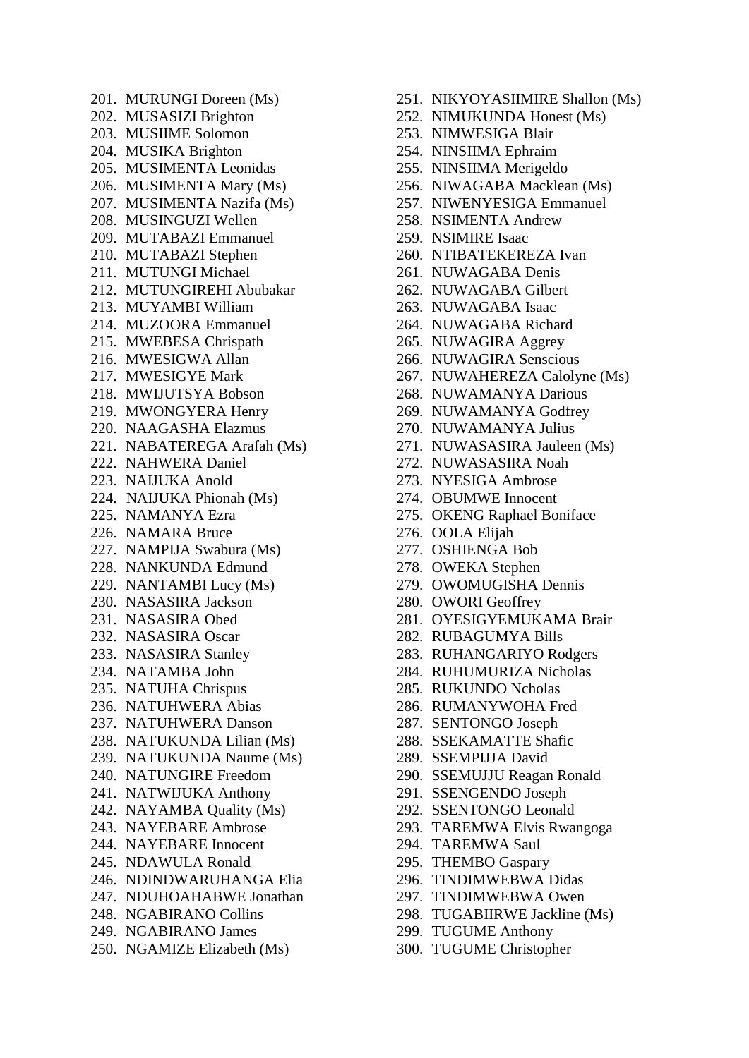201. MURUNGI Doreen (Ms)
202. MUSASIZI Brighton
203. MUSIIME Solomon
204. MUSIKA Brighton
205. MUSIMENTA Leonidas
206. MUSIMENTA Mary (Ms)
207. MUSIMENTA Nazifa (Ms)
208. MUSINGUZI Wellen
209. MUTABAZI Emmanuel
210. MUTABAZI Stephen
211. MUTUNGI Michael
212. MUTUNGIREHI Abubakar
213. MUYAMBI William
214. MUZOORA Emmanuel
215. MWEBESA Chrispath
216. MWESIGWA Allan
217. MWESIGYE Mark
218. MWIJUTSYA Bobson
219. MWONGYERA Henry
220. NAAGASHA Elazmus
221. NABATEREGA Arafah (Ms)
222. NAHWERA Daniel
223. NAIJUKA Anold
224. NAIJUKA Phionah (Ms)
225. NAMANYA Ezra
226. NAMARA Bruce
227. NAMPIJA Swabura (Ms)
228. NANKUNDA Edmund
229. NANTAMBI Lucy (Ms)
230. NASASIRA Jackson
231. NASASIRA Obed
232. NASASIRA Oscar
233. NASASIRA Stanley
234. NATAMBA John
235. NATUHA Chrispus
236. NATUHWERA Abias
237. NATUHWERA Danson
238. NATUKUNDA Lilian (Ms)
239. NATUKUNDA Naume (Ms)
240. NATUNGIRE Freedom
241. NATWIJUKA Anthony
242. NAYAMBA Quality (Ms)
243. NAYEBARE Ambrose
244. NAYEBARE Innocent
245. NDAWULA Ronald
246. NDINDWARUHANGA Elia
247. NDUHOAHABWE Jonathan
248. NGABIRANO Collins
249. NGABIRANO James
250. NGAMIZE Elizabeth (Ms)
251. NIKYOYASIIMIRE Shallon (Ms)
252. NIMUKUNDA Honest (Ms)
253. NIMWESIGA Blair
254. NINSIIMA Ephraim
255. NINSIIMA Merigeldo
256. NIWAGABA Macklean (Ms)
257. NIWENYESIGA Emmanuel
258. NSIMENTA Andrew
259. NSIMIRE Isaac
260. NTIBATEKEREZA Ivan
261. NUWAGABA Denis
262. NUWAGABA Gilbert
263. NUWAGABA Isaac
264. NUWAGABA Richard
265. NUWAGIRA Aggrey
266. NUWAGIRA Senscious
267. NUWAHEREZA Calolyne (Ms)
268. NUWAMANYA Darious
269. NUWAMANYA Godfrey
270. NUWAMANYA Julius
271. NUWASASIRA Jauleen (Ms)
272. NUWASASIRA Noah
273. NYESIGA Ambrose
274. OBUMWE Innocent
275. OKENG Raphael Boniface
276. OOLA Elijah
277. OSHIENGA Bob
278. OWEKA Stephen
279. OWOMUGISHA Dennis
280. OWORI Geoffrey
281. OYESIGYEMUKAMA Brair
282. RUBAGUMYA Bills
283. RUHANGARIYO Rodgers
284. RUHUMURIZA Nicholas
285. RUKUNDO Ncholas
286. RUMANYWOHA Fred
287. SENTONGO Joseph
288. SSEKAMATTE Shafic
289. SSEMPIJJA David
290. SSEMUJJU Reagan Ronald
291. SSENGENDO Joseph
292. SSENTONGO Leonald
293. TAREMWA Elvis Rwangoga
294. TAREMWA Saul
295. THEMBO Gaspary
296. TINDIMWEBWA Didas
297. TINDIMWEBWA Owen
298. TUGABIIRWE Jackline (Ms)
299. TUGUME Anthony
300. TUGUME Christopher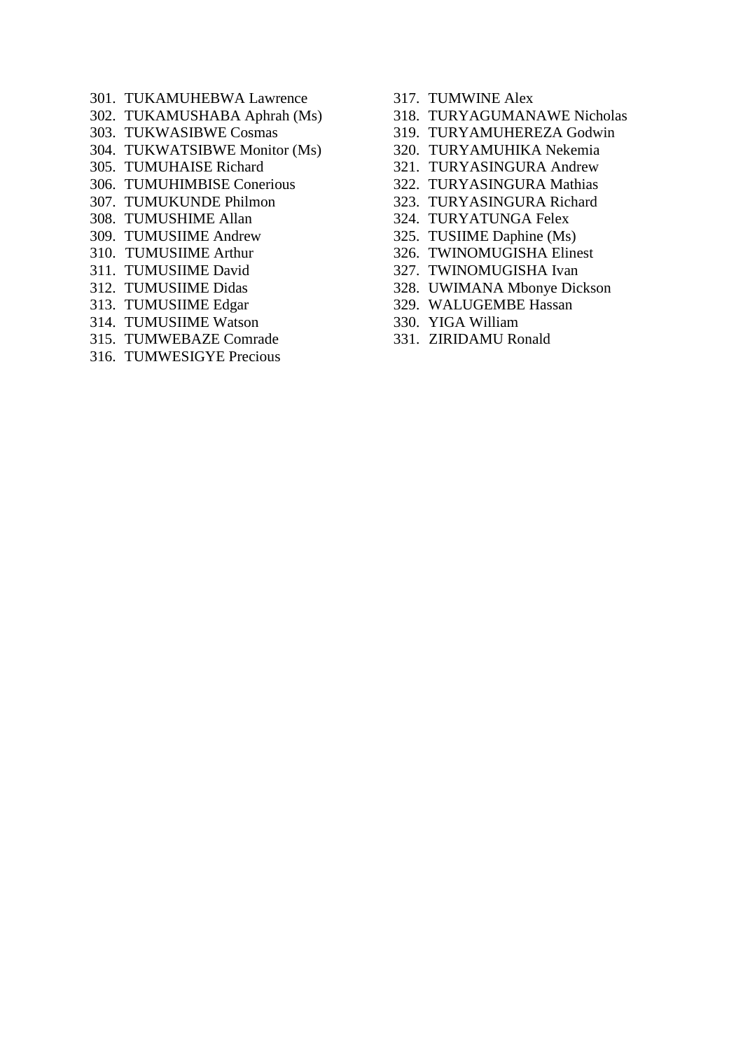301. TUKAMUHEBWA Lawrence
302. TUKAMUSHABA Aphrah (Ms)
303. TUKWASIBWE Cosmas
304. TUKWATSIBWE Monitor (Ms)
305. TUMUHAISE Richard
306. TUMUHIMBISE Conerious
307. TUMUKUNDE Philmon
308. TUMUSHIME Allan
309. TUMUSIIME Andrew
310. TUMUSIIME Arthur
311. TUMUSIIME David
312. TUMUSIIME Didas
313. TUMUSIIME Edgar
314. TUMUSIIME Watson
315. TUMWEBAZE Comrade
316. TUMWESIGYE Precious
317. TUMWINE Alex
318. TURYAGUMANAWE Nicholas
319. TURYAMUHEREZA Godwin
320. TURYAMUHIKA Nekemia
321. TURYASINGURA Andrew
322. TURYASINGURA Mathias
323. TURYASINGURA Richard
324. TURYATUNGA Felex
325. TUSIIME Daphine (Ms)
326. TWINOMUGISHA Elinest
327. TWINOMUGISHA Ivan
328. UWIMANA Mbonye Dickson
329. WALUGEMBE Hassan
330. YIGA William
331. ZIRIDAMU Ronald